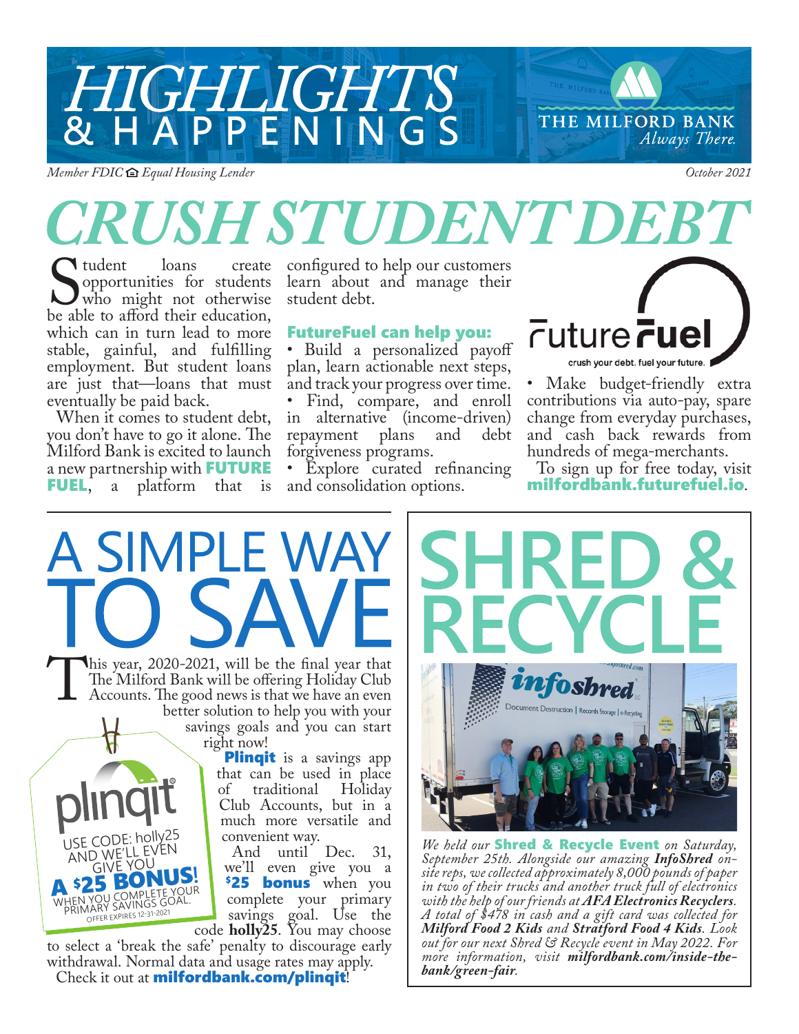# HIGHLIGHTS & HAPPENINGS

THE MILFORD BANK *Always There.*

*Member FDIC Equal Housing Lender*

*October 2021*

# CRUSH STUDENT DEBT

Student loans create opportunities for students who might not otherwise be able to afford their education, which can in turn lead to more stable, gainful, and fulfilling employment. But student loans are just that—loans that must eventually be paid back.

When it comes to student debt, you don't have to go it alone. The Milford Bank is excited to launch a new partnership with **FUTURE FUEL**, a platform that is configured to help our customers learn about and manage their student debt.

**FutureFuel can help you:**

- Build a personalized payoff plan, learn actionable next steps, and track your progress over time.
- Find, compare, and enroll in alternative (income-driven) repayment plans and debt forgiveness programs.
- Explore curated refinancing and consolidation options.
- Make budget-friendly extra contributions via auto-pay, spare change from everyday purchases, and cash back rewards from hundreds of mega-merchants.

future fuel — crush your debt. fuel your future.

To sign up for free today, visit **milfordbank.futurefuel.io**.

# A SIMPLE WAY TO SAVE

This year, 2020-2021, will be the final year that The Milford Bank will be offering Holiday Club Accounts. The good news is that we have an even better solution to help you with your savings goals and you can start right now!

**Plinqit** is a savings app that can be used in place of traditional Holiday Club Accounts, but in a much more versatile and convenient way.

And until Dec. 31, we'll even give you a **$25 bonus** when you complete your primary savings goal. Use the code **holly25**. You may choose to select a 'break the safe' penalty to discourage early withdrawal. Normal data and usage rates may apply.

Check it out at **milfordbank.com/plinqit**!

plinqit — USE CODE: holly25 AND WE'LL EVEN GIVE YOU A $25 BONUS! WHEN YOU COMPLETE YOUR PRIMARY SAVINGS GOAL. OFFER EXPIRES 12-31-2021

# SHRED & RECYCLE

*We held our* **Shred & Recycle Event** *on Saturday, September 25th. Alongside our amazing* ***InfoShred*** *on-site reps, we collected approximately 8,000 pounds of paper in two of their trucks and another truck full of electronics with the help of our friends at* ***AFA Electronics Recyclers****. A total of $478 in cash and a gift card was collected for* ***Milford Food 2 Kids*** *and* ***Stratford Food 4 Kids****. Look out for our next Shred & Recycle event in May 2022. For more information, visit* ***milfordbank.com/inside-the-bank/green-fair****.*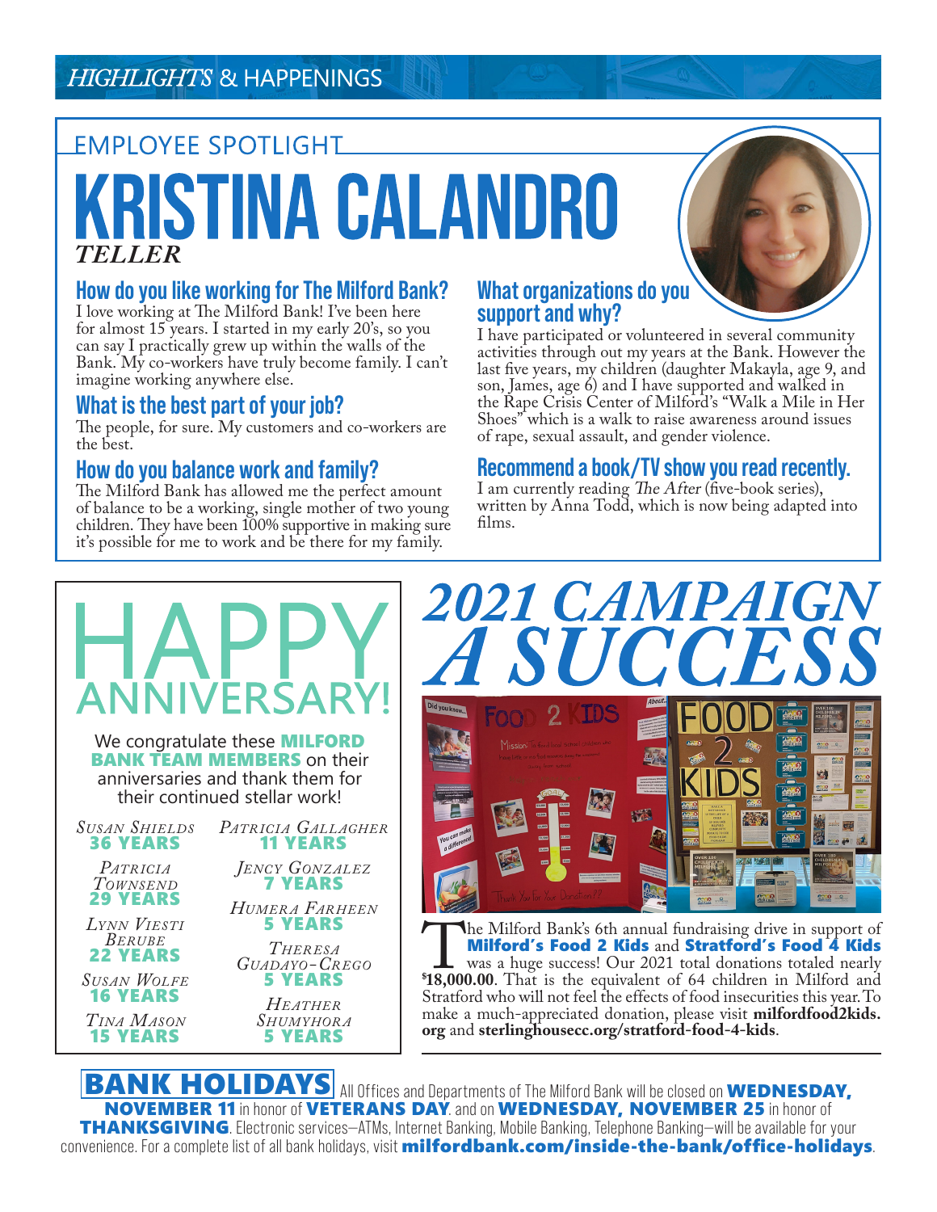*HIGHLIGHTS* & HAPPENINGS

## EMPLOYEE SPOTLIGHT

# KRISTINA CALANDRO

***TELLER***

### How do you like working for The Milford Bank?

I love working at The Milford Bank! I've been here for almost 15 years. I started in my early 20's, so you can say I practically grew up within the walls of the Bank. My co-workers have truly become family. I can't imagine working anywhere else.

### What is the best part of your job?

The people, for sure. My customers and co-workers are the best.

### How do you balance work and family?

The Milford Bank has allowed me the perfect amount of balance to be a working, single mother of two young children. They have been 100% supportive in making sure it's possible for me to work and be there for my family.

### What organizations do you support and why?

I have participated or volunteered in several community activities through out my years at the Bank. However the last five years, my children (daughter Makayla, age 9, and son, James, age 6) and I have supported and walked in the Rape Crisis Center of Milford's "Walk a Mile in Her Shoes" which is a walk to raise awareness around issues of rape, sexual assault, and gender violence.

### Recommend a book/TV show you read recently.

I am currently reading *The After* (five-book series), written by Anna Todd, which is now being adapted into films.

# HAPPY ANNIVERSARY!

We congratulate these **MILFORD BANK TEAM MEMBERS** on their anniversaries and thank them for their continued stellar work!

*Susan Shields*
**36 YEARS**

*Patricia Townsend*
**29 YEARS**

*Lynn Viesti Berube*
**22 YEARS**

*Susan Wolfe*
**16 YEARS**

*Tina Mason*
**15 YEARS**

*Patricia Gallagher*
**11 YEARS**

*Jency Gonzalez*
**7 YEARS**

*Humera Farheen*
**5 YEARS**

*Theresa Guadayo-Crego*
**5 YEARS**

*Heather Shumyhora*
**5 YEARS**

# *2021 CAMPAIGN A SUCCESS*

The Milford Bank's 6th annual fundraising drive in support of **Milford's Food 2 Kids** and **Stratford's Food 4 Kids** was a huge success! Our 2021 total donations totaled nearly **$18,000.00**. That is the equivalent of 64 children in Milford and Stratford who will not feel the effects of food insecurities this year. To make a much-appreciated donation, please visit **milfordfood2kids.org** and **sterlinghousecc.org/stratford-food-4-kids**.

**BANK HOLIDAYS** All Offices and Departments of The Milford Bank will be closed on **WEDNESDAY, NOVEMBER 11** in honor of **VETERANS DAY**. and on **WEDNESDAY, NOVEMBER 25** in honor of **THANKSGIVING**. Electronic services—ATMs, Internet Banking, Mobile Banking, Telephone Banking—will be available for your convenience. For a complete list of all bank holidays, visit **milfordbank.com/inside-the-bank/office-holidays**.